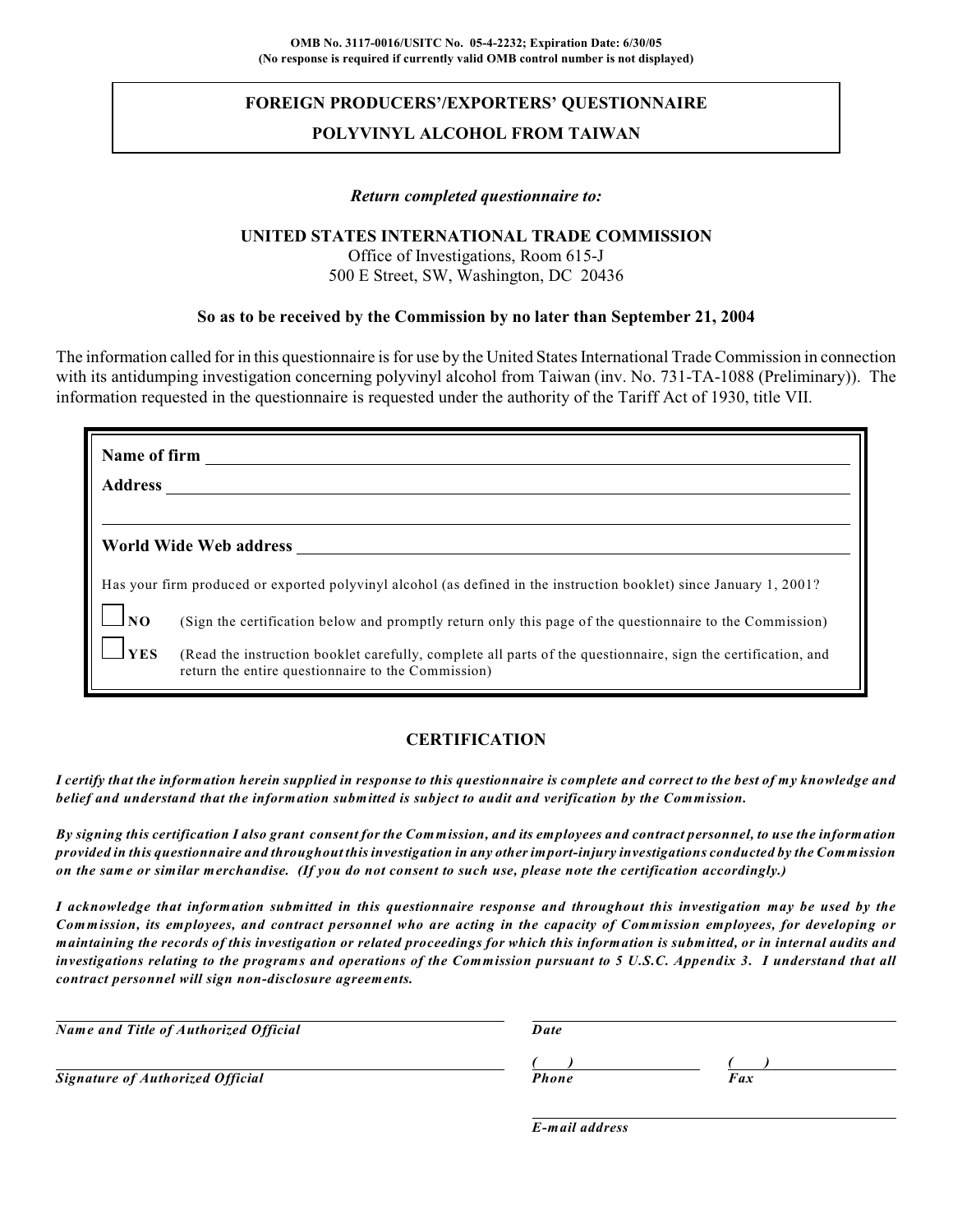**OMB No. 3117-0016/USITC No. 05-4-2232; Expiration Date: 6/30/05**
**(No response is required if currently valid OMB control number is not displayed)**

# FOREIGN PRODUCERS'/EXPORTERS' QUESTIONNAIRE

# POLYVINYL ALCOHOL FROM TAIWAN

***Return completed questionnaire to:***

**UNITED STATES INTERNATIONAL TRADE COMMISSION**
Office of Investigations, Room 615-J
500 E Street, SW, Washington, DC 20436

**So as to be received by the Commission by no later than September 21, 2004**

The information called for in this questionnaire is for use by the United States International Trade Commission in connection with its antidumping investigation concerning polyvinyl alcohol from Taiwan (inv. No. 731-TA-1088 (Preliminary)). The information requested in the questionnaire is requested under the authority of the Tariff Act of 1930, title VII.

**Name of firm** ______________________________

**Address** ______________________________

______________________________

**World Wide Web address** ______________________________

Has your firm produced or exported polyvinyl alcohol (as defined in the instruction booklet) since January 1, 2001?

☐ **NO** (Sign the certification below and promptly return only this page of the questionnaire to the Commission)

☐ **YES** (Read the instruction booklet carefully, complete all parts of the questionnaire, sign the certification, and return the entire questionnaire to the Commission)

## CERTIFICATION

***I certify that the information herein supplied in response to this questionnaire is complete and correct to the best of my knowledge and belief and understand that the information submitted is subject to audit and verification by the Commission.***

***By signing this certification I also grant consent for the Commission, and its employees and contract personnel, to use the information provided in this questionnaire and throughout this investigation in any other import-injury investigations conducted by the Commission on the same or similar merchandise. (If you do not consent to such use, please note the certification accordingly.)***

***I acknowledge that information submitted in this questionnaire response and throughout this investigation may be used by the Commission, its employees, and contract personnel who are acting in the capacity of Commission employees, for developing or maintaining the records of this investigation or related proceedings for which this information is submitted, or in internal audits and investigations relating to the programs and operations of the Commission pursuant to 5 U.S.C. Appendix 3. I understand that all contract personnel will sign non-disclosure agreements.***

______________________________
***Name and Title of Authorized Official***

______________________________
***Signature of Authorized Official***

______________________________
***Date***

( ) ______________ ( ) ______________
***Phone*** ***Fax***

______________________________
***E-mail address***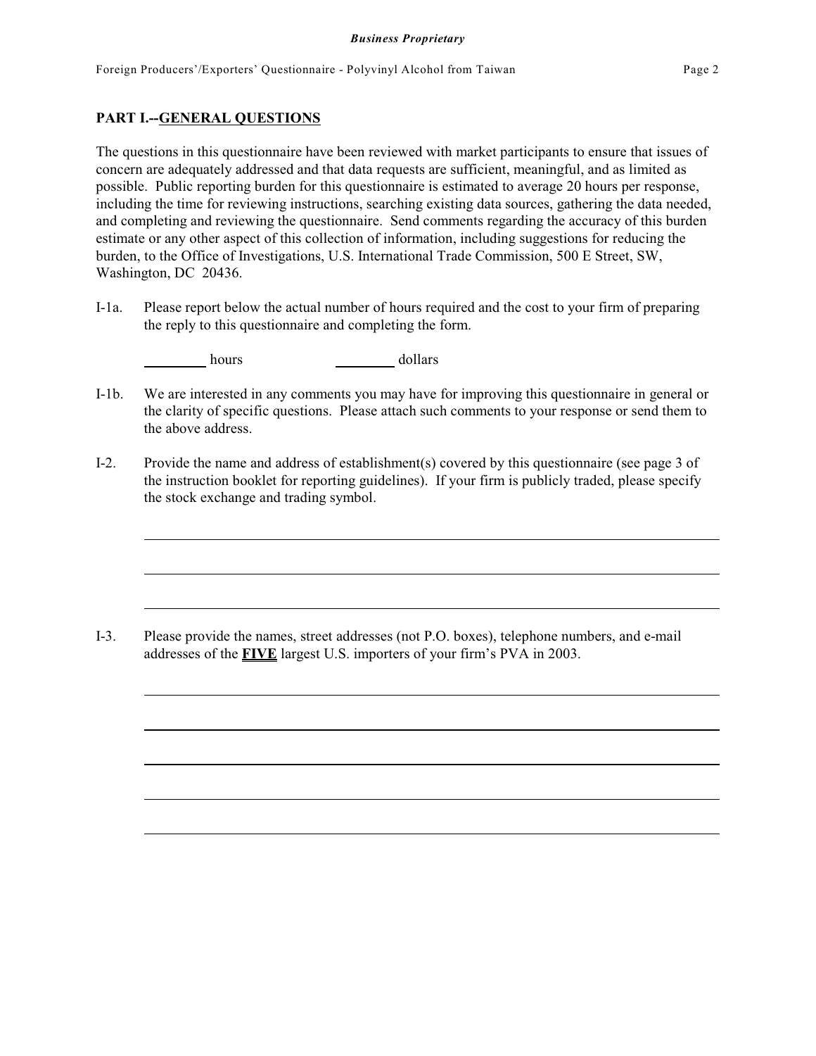## PART I.--GENERAL QUESTIONS

The questions in this questionnaire have been reviewed with market participants to ensure that issues of concern are adequately addressed and that data requests are sufficient, meaningful, and as limited as possible. Public reporting burden for this questionnaire is estimated to average 20 hours per response, including the time for reviewing instructions, searching existing data sources, gathering the data needed, and completing and reviewing the questionnaire. Send comments regarding the accuracy of this burden estimate or any other aspect of this collection of information, including suggestions for reducing the burden, to the Office of Investigations, U.S. International Trade Commission, 500 E Street, SW, Washington, DC 20436.

I-1a. Please report below the actual number of hours required and the cost to your firm of preparing the reply to this questionnaire and completing the form.

________ hours ________ dollars

I-1b. We are interested in any comments you may have for improving this questionnaire in general or the clarity of specific questions. Please attach such comments to your response or send them to the above address.

I-2. Provide the name and address of establishment(s) covered by this questionnaire (see page 3 of the instruction booklet for reporting guidelines). If your firm is publicly traded, please specify the stock exchange and trading symbol.

______________________________________________________________________

______________________________________________________________________

______________________________________________________________________

I-3. Please provide the names, street addresses (not P.O. boxes), telephone numbers, and e-mail addresses of the **FIVE** largest U.S. importers of your firm's PVA in 2003.

______________________________________________________________________

______________________________________________________________________

______________________________________________________________________

______________________________________________________________________

______________________________________________________________________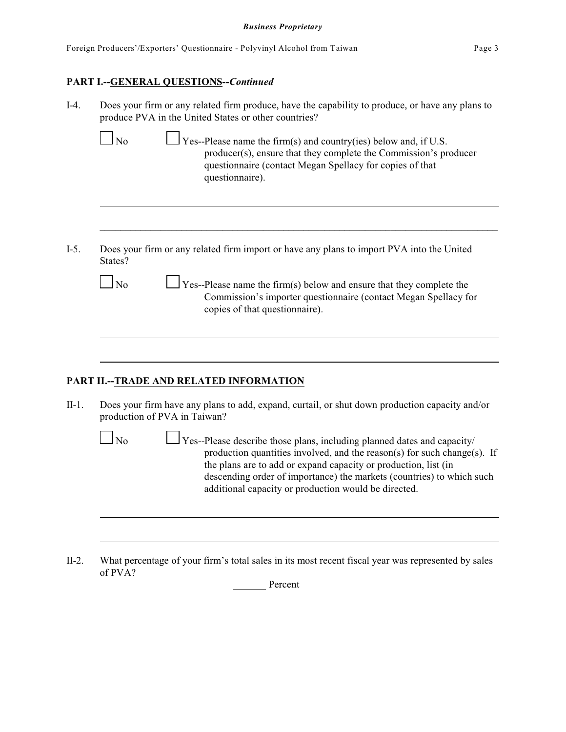## PART I.--GENERAL QUESTIONS--*Continued*

I-4. Does your firm or any related firm produce, have the capability to produce, or have any plans to produce PVA in the United States or other countries?

☐ No ☐ Yes--Please name the firm(s) and country(ies) below and, if U.S. producer(s), ensure that they complete the Commission's producer questionnaire (contact Megan Spellacy for copies of that questionnaire).

______________________________________________________________________________

______________________________________________________________________________

I-5. Does your firm or any related firm import or have any plans to import PVA into the United States?

☐ No ☐ Yes--Please name the firm(s) below and ensure that they complete the Commission's importer questionnaire (contact Megan Spellacy for copies of that questionnaire).

______________________________________________________________________________

______________________________________________________________________________

## PART II.--TRADE AND RELATED INFORMATION

II-1. Does your firm have any plans to add, expand, curtail, or shut down production capacity and/or production of PVA in Taiwan?

☐ No ☐ Yes--Please describe those plans, including planned dates and capacity/ production quantities involved, and the reason(s) for such change(s). If the plans are to add or expand capacity or production, list (in descending order of importance) the markets (countries) to which such additional capacity or production would be directed.

______________________________________________________________________________

______________________________________________________________________________

II-2. What percentage of your firm's total sales in its most recent fiscal year was represented by sales of PVA?

_______ Percent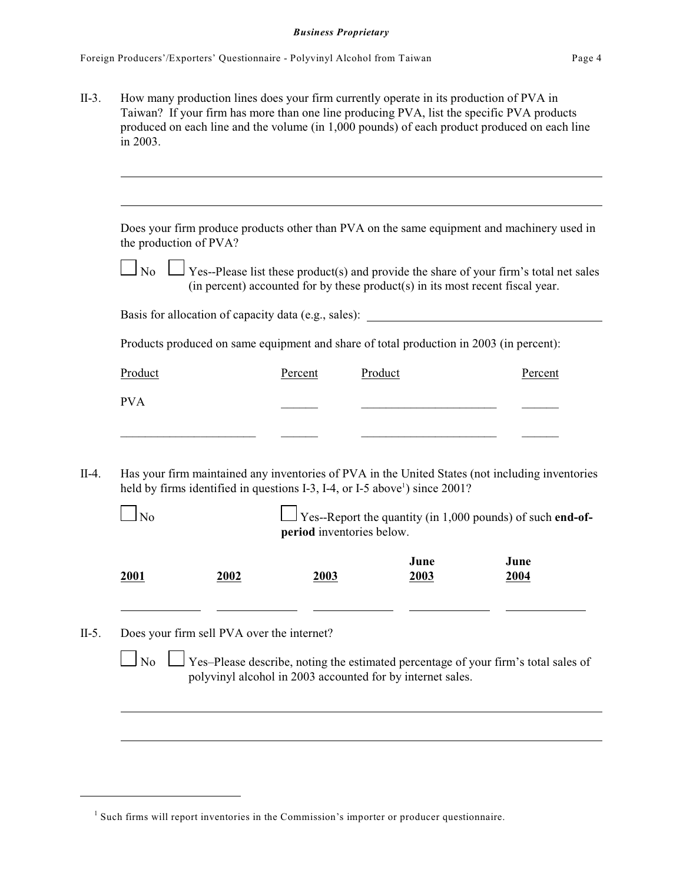II-3. How many production lines does your firm currently operate in its production of PVA in Taiwan? If your firm has more than one line producing PVA, list the specific PVA products produced on each line and the volume (in 1,000 pounds) of each product produced on each line in 2003.

_______________________________________________________________________________

_______________________________________________________________________________

Does your firm produce products other than PVA on the same equipment and machinery used in the production of PVA?

☐ No ☐ Yes--Please list these product(s) and provide the share of your firm's total net sales (in percent) accounted for by these product(s) in its most recent fiscal year.

Basis for allocation of capacity data (e.g., sales): ______________________________

Products produced on same equipment and share of total production in 2003 (in percent):

| Product | Percent | Product | Percent |
|---|---|---|---|
| PVA | ______ | ______________________ | ______ |
| ______________________ | ______ | ______________________ | ______ |

II-4. Has your firm maintained any inventories of PVA in the United States (not including inventories held by firms identified in questions I-3, I-4, or I-5 above[1]) since 2001?

☐ No ☐ Yes--Report the quantity (in 1,000 pounds) of such **end-of-period** inventories below.

| 2001 | 2002 | 2003 | June 2003 | June 2004 |
|---|---|---|---|---|
| ____________ | ____________ | ____________ | ____________ | ____________ |

II-5. Does your firm sell PVA over the internet?

☐ No ☐ Yes–Please describe, noting the estimated percentage of your firm's total sales of polyvinyl alcohol in 2003 accounted for by internet sales.

_______________________________________________________________________________

_______________________________________________________________________________

[1] Such firms will report inventories in the Commission's importer or producer questionnaire.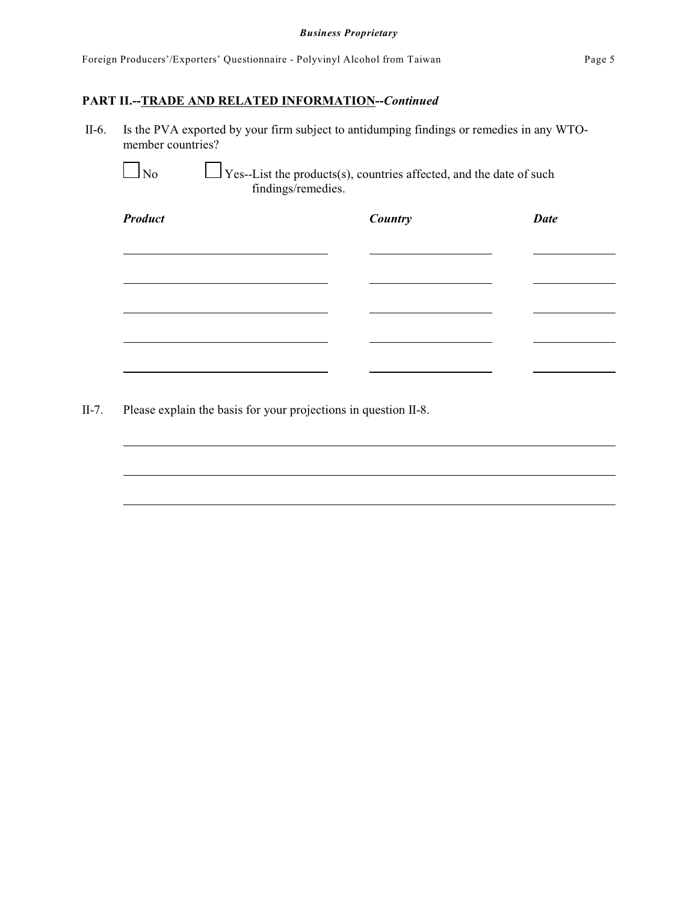## PART II.--TRADE AND RELATED INFORMATION--*Continued*

II-6. Is the PVA exported by your firm subject to antidumping findings or remedies in any WTO-member countries?

☐ No ☐ Yes--List the products(s), countries affected, and the date of such findings/remedies.

| ***Product*** | ***Country*** | ***Date*** |
|---|---|---|
| | | |
| | | |
| | | |
| | | |
| | | |

II-7. Please explain the basis for your projections in question II-8.

_______________________________________________

_______________________________________________

_______________________________________________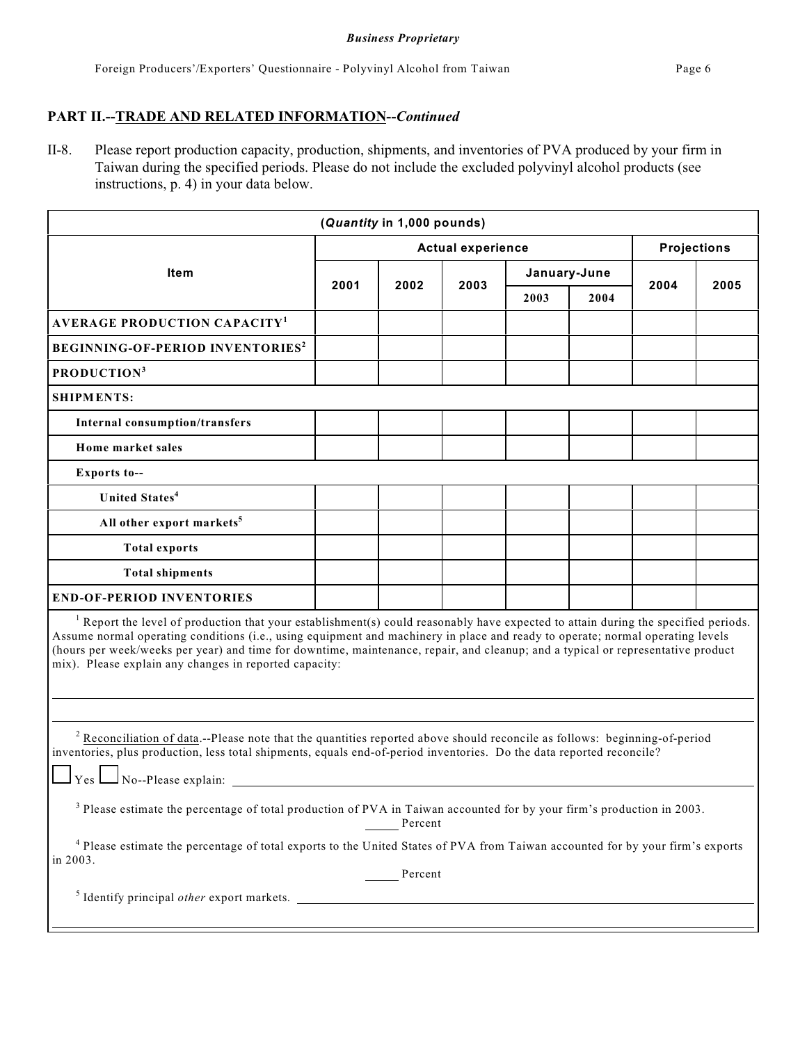*Business Proprietary*

Foreign Producers'/Exporters' Questionnaire - Polyvinyl Alcohol from Taiwan

## PART II.--TRADE AND RELATED INFORMATION--*Continued*

II-8. Please report production capacity, production, shipments, and inventories of PVA produced by your firm in Taiwan during the specified periods. Please do not include the excluded polyvinyl alcohol products (see instructions, p. 4) in your data below.

| (*Quantity* in 1,000 pounds) | | | | | | | |
|---|---|---|---|---|---|---|---|
| Item | Actual experience | | | | | Projections | |
| | 2001 | 2002 | 2003 | January-June | | 2004 | 2005 |
| | | | | 2003 | 2004 | | |
| **AVERAGE PRODUCTION CAPACITY**[1] | | | | | | | |
| **BEGINNING-OF-PERIOD INVENTORIES**[2] | | | | | | | |
| **PRODUCTION**[3] | | | | | | | |
| **SHIPMENTS:** | | | | | | | |
| **Internal consumption/transfers** | | | | | | | |
| **Home market sales** | | | | | | | |
| **Exports to--** | | | | | | | |
| **United States**[4] | | | | | | | |
| **All other export markets**[5] | | | | | | | |
| **Total exports** | | | | | | | |
| **Total shipments** | | | | | | | |
| **END-OF-PERIOD INVENTORIES** | | | | | | | |

[1] Report the level of production that your establishment(s) could reasonably have expected to attain during the specified periods. Assume normal operating conditions (i.e., using equipment and machinery in place and ready to operate; normal operating levels (hours per week/weeks per year) and time for downtime, maintenance, repair, and cleanup; and a typical or representative product mix). Please explain any changes in reported capacity:

[2] Reconciliation of data.--Please note that the quantities reported above should reconcile as follows: beginning-of-period inventories, plus production, less total shipments, equals end-of-period inventories. Do the data reported reconcile?

☐ Yes ☐ No--Please explain: ______

[3] Please estimate the percentage of total production of PVA in Taiwan accounted for by your firm's production in 2003.

_____ Percent

[4] Please estimate the percentage of total exports to the United States of PVA from Taiwan accounted for by your firm's exports in 2003.

_____ Percent

[5] Identify principal *other* export markets. ______